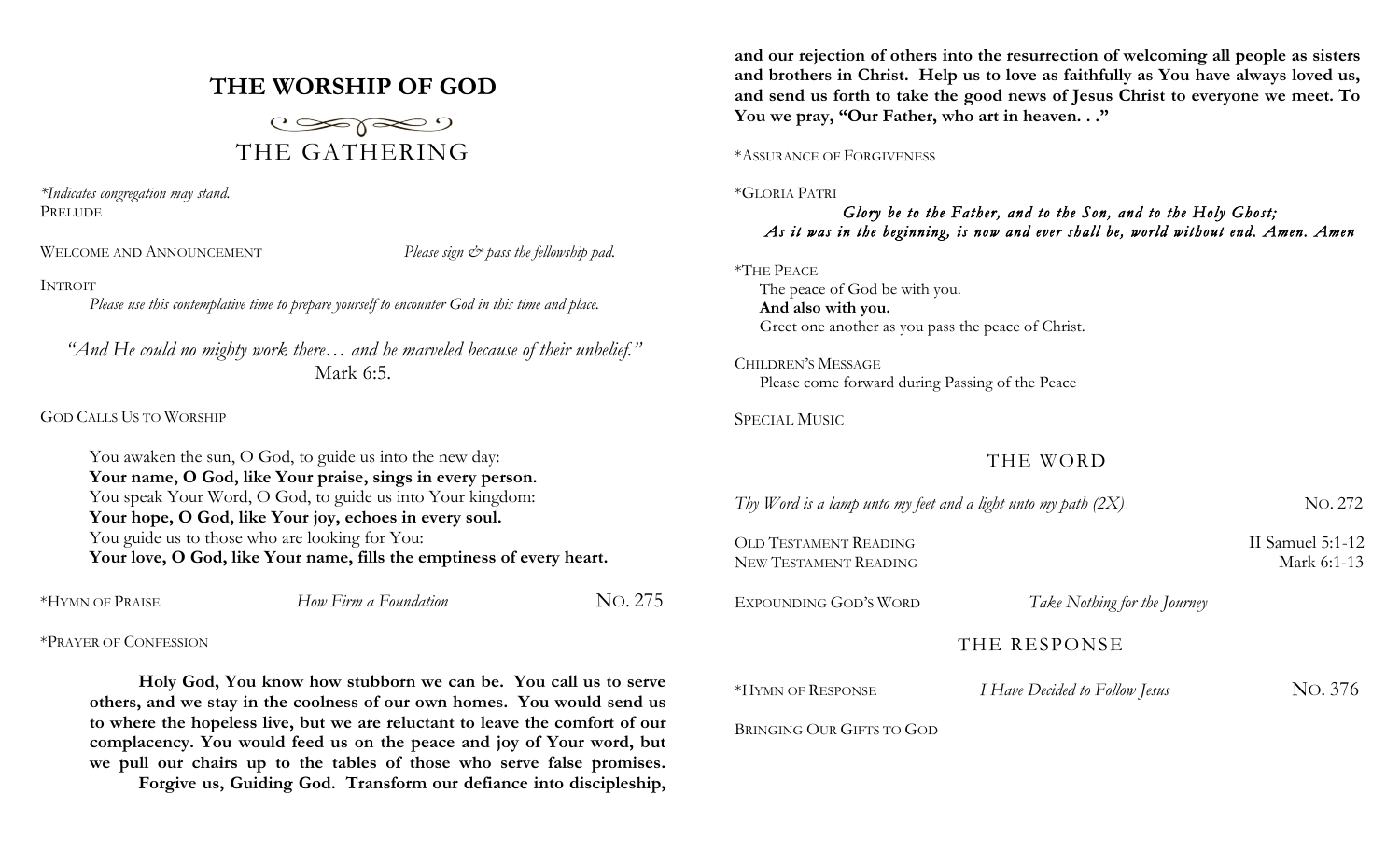# THE WORSHIP OF GOD

## THE GATHERING

*\*Indicates congregation may stand.*

PRELUDE

WELCOME AND ANNOUNCEMENT *Please sign & pass the fellowship pad.*

INTROIT

*Please use this contemplative time to prepare yourself to encounter God in this time and place.*

*"And He could no mighty work there… and he marveled because of their unbelief."* Mark 6:5.

GOD CALLS US TO WORSHIP

You awaken the sun, O God, to guide us into the new day:
**Your name, O God, like Your praise, sings in every person.**
You speak Your Word, O God, to guide us into Your kingdom:
**Your hope, O God, like Your joy, echoes in every soul.**
You guide us to those who are looking for You:
**Your love, O God, like Your name, fills the emptiness of every heart.**

*HYMN OF PRAISE *How Firm a Foundation* NO. 275

*PRAYER OF CONFESSION

**Holy God, You know how stubborn we can be. You call us to serve others, and we stay in the coolness of our own homes. You would send us to where the hopeless live, but we are reluctant to leave the comfort of our complacency. You would feed us on the peace and joy of Your word, but we pull our chairs up to the tables of those who serve false promises.**

**Forgive us, Guiding God. Transform our defiance into discipleship, and our rejection of others into the resurrection of welcoming all people as sisters and brothers in Christ. Help us to love as faithfully as You have always loved us, and send us forth to take the good news of Jesus Christ to everyone we meet. To You we pray, "Our Father, who art in heaven. . ."**

*ASSURANCE OF FORGIVENESS

*GLORIA PATRI

*Glory be to the Father, and to the Son, and to the Holy Ghost;*
*As it was in the beginning, is now and ever shall be, world without end. Amen. Amen*

*THE PEACE

The peace of God be with you.
**And also with you.**
Greet one another as you pass the peace of Christ.

CHILDREN'S MESSAGE

Please come forward during Passing of the Peace

SPECIAL MUSIC

## THE WORD

*Thy Word is a lamp unto my feet and a light unto my path (2X)* NO. 272

OLD TESTAMENT READING II Samuel 5:1-12
NEW TESTAMENT READING Mark 6:1-13

EXPOUNDING GOD'S WORD *Take Nothing for the Journey*

## THE RESPONSE

*HYMN OF RESPONSE *I Have Decided to Follow Jesus* NO. 376

BRINGING OUR GIFTS TO GOD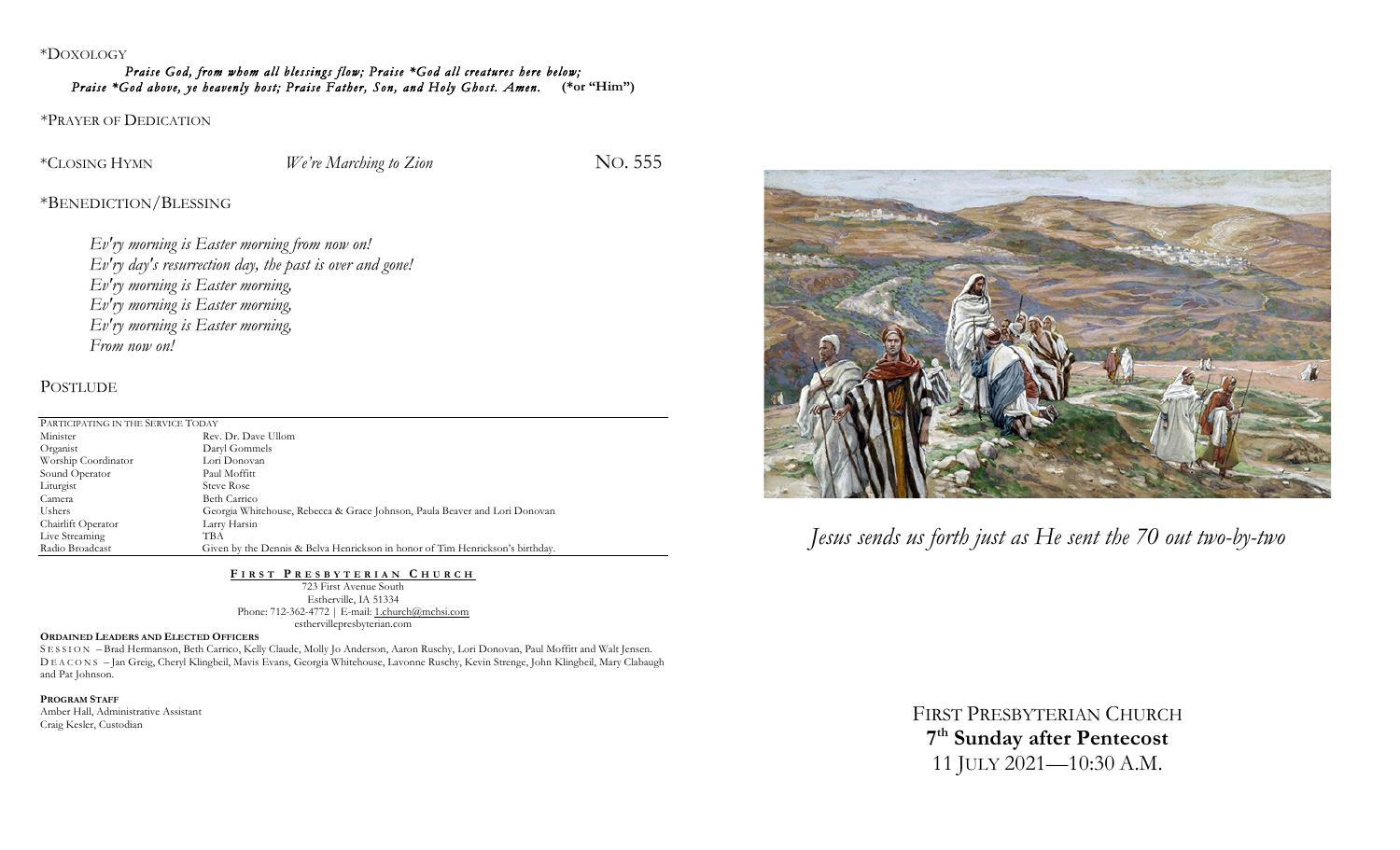\*DOXOLOGY

*Praise God, from whom all blessings flow; Praise \*God all creatures here below;*
*Praise \*God above, ye heavenly host; Praise Father, Son, and Holy Ghost. Amen.* **(\*or "Him")**

\*PRAYER OF DEDICATION

\*CLOSING HYMN *We're Marching to Zion* NO. 555

\*BENEDICTION/BLESSING

*Ev'ry morning is Easter morning from now on!*
*Ev'ry day's resurrection day, the past is over and gone!*
*Ev'ry morning is Easter morning,*
*Ev'ry morning is Easter morning,*
*Ev'ry morning is Easter morning,*
*From now on!*

POSTLUDE

| PARTICIPATING IN THE SERVICE TODAY | |
|---|---|
| Minister | Rev. Dr. Dave Ullom |
| Organist | Daryl Gommels |
| Worship Coordinator | Lori Donovan |
| Sound Operator | Paul Moffitt |
| Liturgist | Steve Rose |
| Camera | Beth Carrico |
| Ushers | Georgia Whitehouse, Rebecca & Grace Johnson, Paula Beaver and Lori Donovan |
| Chairlift Operator | Larry Harsin |
| Live Streaming | TBA |
| Radio Broadcast | Given by the Dennis & Belva Henrickson in honor of Tim Henrickson's birthday. |

**FIRST PRESBYTERIAN CHURCH**
723 First Avenue South
Estherville, IA 51334
Phone: 712-362-4772 | E-mail: 1.church@mchsi.com
esthervillepresbyterian.com

**ORDAINED LEADERS AND ELECTED OFFICERS**

SESSION – Brad Hermanson, Beth Carrico, Kelly Claude, Molly Jo Anderson, Aaron Ruschy, Lori Donovan, Paul Moffitt and Walt Jensen.

DEACONS – Jan Greig, Cheryl Klingbeil, Mavis Evans, Georgia Whitehouse, Lavonne Ruschy, Kevin Strenge, John Klingbeil, Mary Clabaugh and Pat Johnson.

**PROGRAM STAFF**
Amber Hall, Administrative Assistant
Craig Kesler, Custodian

*Jesus sends us forth just as He sent the 70 out two-by-two*

FIRST PRESBYTERIAN CHURCH
**7th Sunday after Pentecost**
11 JULY 2021—10:30 A.M.